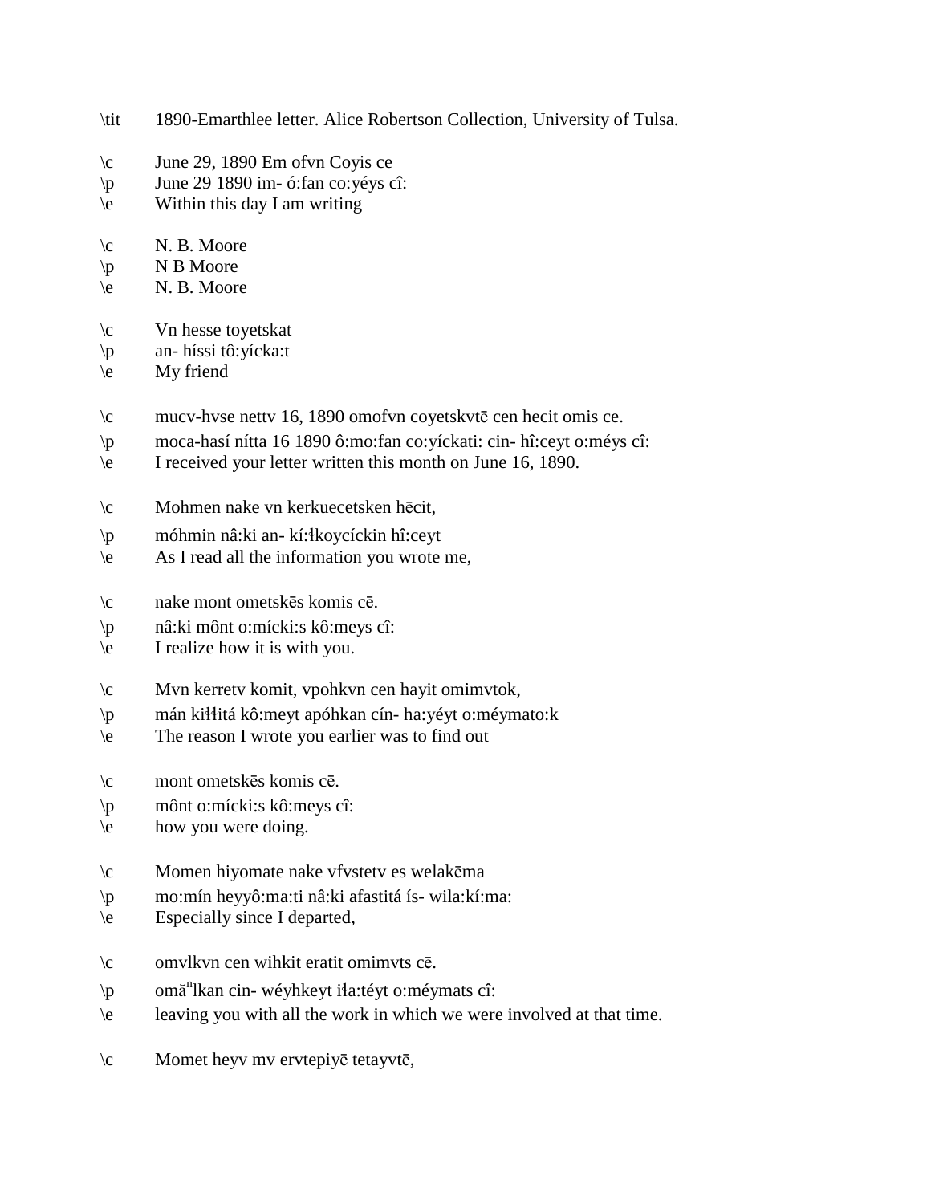\tit 1890-Emarthlee letter. Alice Robertson Collection, University of Tulsa.

\c June 29, 1890 Em ofvn Coyis ce
\p June 29 1890 im- ó:fan co:yéys cî:
\e Within this day I am writing

\c N. B. Moore
\p N B Moore
\e N. B. Moore

\c Vn hesse toyetskat
\p an- híssi tô:yícka:t
\e My friend

\c mucv-hvse nettv 16, 1890 omofvn coyetskvtē cen hecit omis ce.
\p moca-hasí nítta 16 1890 ô:mo:fan co:yíckati: cin- hî:ceyt o:méys cî:
\e I received your letter written this month on June 16, 1890.

\c Mohmen nake vn kerkuecetsken hēcit,
\p móhmin nâ:ki an- kí:łkoycíckin hî:ceyt
\e As I read all the information you wrote me,

\c nake mont ometskēs komis cē.
\p nâ:ki mônt o:mícki:s kô:meys cî:
\e I realize how it is with you.

\c Mvn kerretv komit, vpohkvn cen hayit omimvtok,
\p mán kiłłitá kô:meyt apóhkan cín- ha:yéyt o:méymato:k
\e The reason I wrote you earlier was to find out

\c mont ometskēs komis cē.
\p mônt o:mícki:s kô:meys cî:
\e how you were doing.

\c Momen hiyomate nake vfvstetv es welakēma
\p mo:mín heyyô:ma:ti nâ:ki afastitá ís- wila:kí:ma:
\e Especially since I departed,

\c omvlkvn cen wihkit eratit omimvts cē.
\p omă$^{n}$lkan cin- wéyhkeyt iła:téyt o:méymats cî:
\e leaving you with all the work in which we were involved at that time.

\c Momet heyv mv ervtepiyē tetayvtē,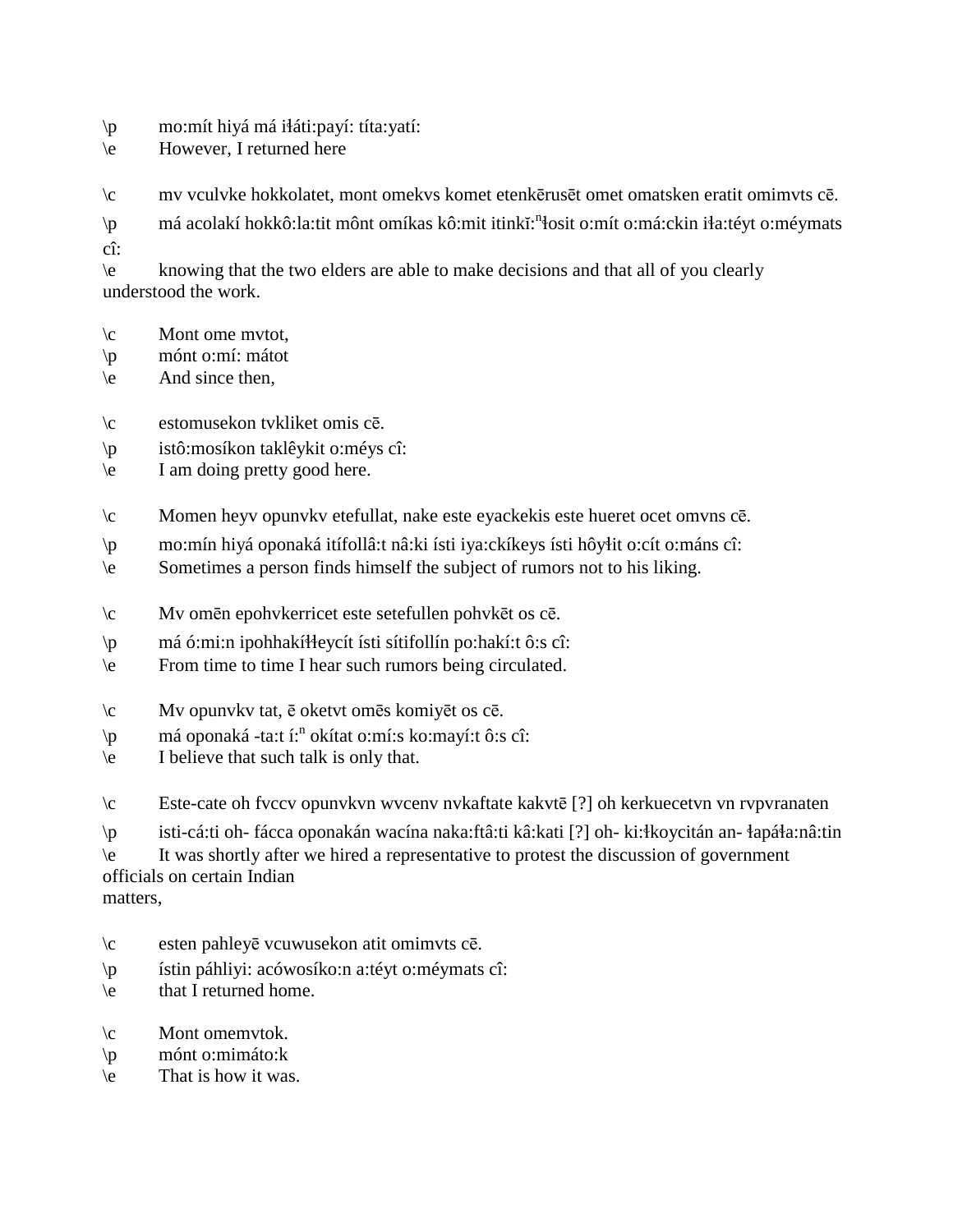\p	mo:mít hiyá má iɬáti:payí: títa:yatí:
\e	However, I returned here

\c	mv vculvke hokkolatet, mont omekvs komet etenkērusēt omet omatsken eratit omimvts cē.
\p	má acolakí hokkô:la:tit mônt omíkas kô:mit itinkĭ:$^{n}$ɬosit o:mít o:má:ckin iɬa:téyt o:méymats cî:
\e	knowing that the two elders are able to make decisions and that all of you clearly understood the work.

\c	Mont ome mvtot,
\p	mónt o:mí: mátot
\e	And since then,

\c	estomusekon tvkliket omis cē.
\p	istô:mosíkon taklêykit o:méys cî:
\e	I am doing pretty good here.

\c	Momen heyv opunvkv etefullat, nake este eyackekis este hueret ocet omvns cē.
\p	mo:mín hiyá oponaká itífollâ:t nâ:ki ísti iya:ckíkeys ísti hôyɬit o:cít o:máns cî:
\e	Sometimes a person finds himself the subject of rumors not to his liking.

\c	Mv omēn epohvkerricet este setefullen pohvkēt os cē.
\p	má ó:mi:n ipohhakíɬɬeycít ísti sítifollín po:hakí:t ô:s cî:
\e	From time to time I hear such rumors being circulated.

\c	Mv opunvkv tat, ē oketvt omēs komiyēt os cē.
\p	má oponaká -ta:t í:$^{n}$ okítat o:mí:s ko:mayí:t ô:s cî:
\e	I believe that such talk is only that.

\c	Este-cate oh fvccv opunvkvn wvcenv nvkaftate kakvtē [?] oh kerkuecetvn vn rvpvranaten
\p	isti-cá:ti oh- fácca oponakán wacína naka:ftâ:ti kâ:kati [?] oh- ki:ɬkoycitán an- ɬapáɬa:nâ:tin
\e	It was shortly after we hired a representative to protest the discussion of government officials on certain Indian matters,

\c	esten pahleyē vcuwusekon atit omimvts cē.
\p	ístin páhliyi: acówosíko:n a:téyt o:méymats cî:
\e	that I returned home.

\c	Mont omemvtok.
\p	mónt o:mimáto:k
\e	That is how it was.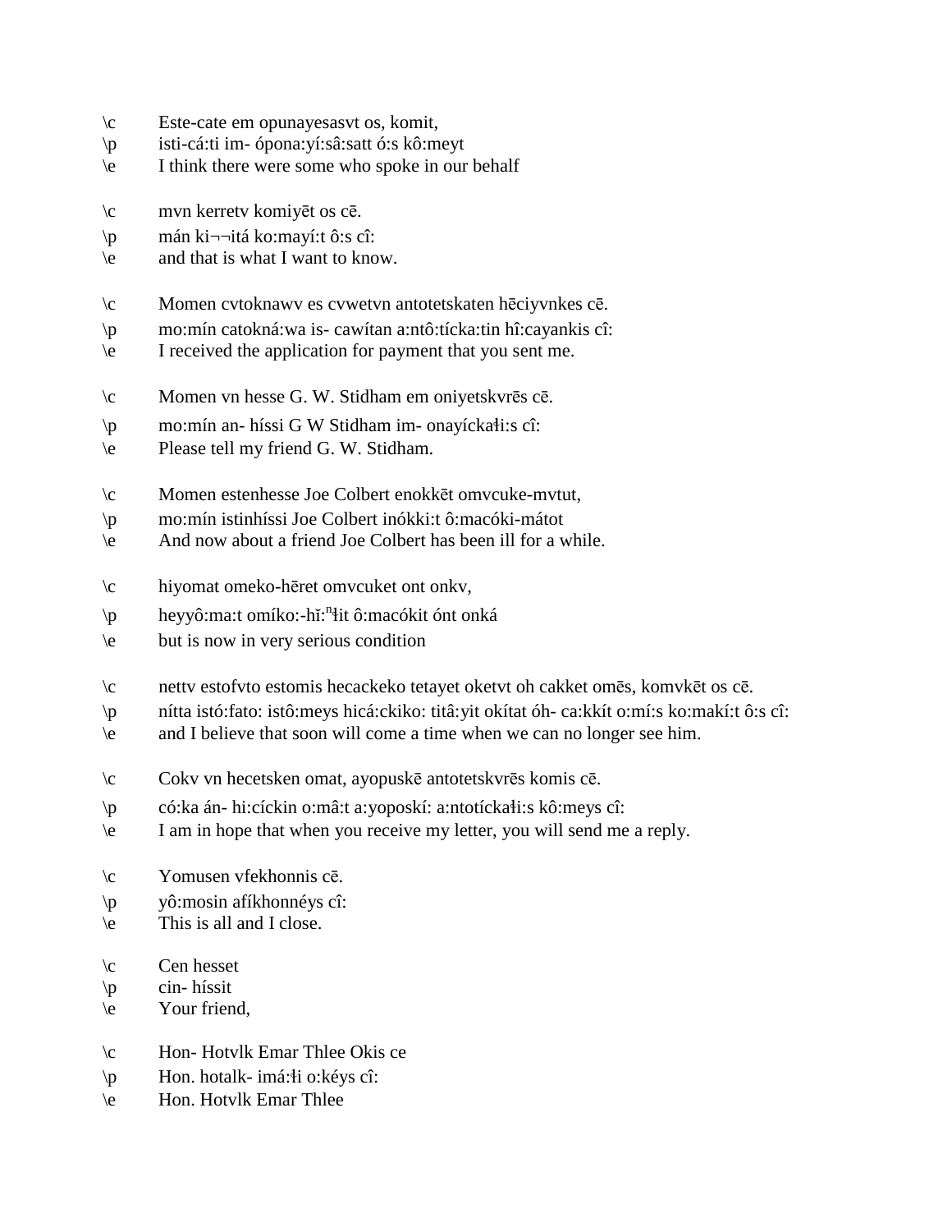\c Este-cate em opunayesasvt os, komit,
\p isti-cá:ti im- ópona:yí:sâ:satt ó:s kô:meyt
\e I think there were some who spoke in our behalf

\c mvn kerretv komiyēt os cē.
\p mán ki¬¬itá ko:mayí:t ô:s cî:
\e and that is what I want to know.

\c Momen cvtoknawv es cvwetvn antotetskaten hēciyvnkes cē.
\p mo:mín catokná:wa is- cawítan a:ntô:tícka:tin hî:cayankis cî:
\e I received the application for payment that you sent me.

\c Momen vn hesse G. W. Stidham em oniyetskvrēs cē.
\p mo:mín an- híssi G W Stidham im- onayíckałi:s cî:
\e Please tell my friend G. W. Stidham.

\c Momen estenhesse Joe Colbert enokkēt omvcuke-mvtut,
\p mo:mín istinhíssi Joe Colbert inókki:t ô:macóki-mátot
\e And now about a friend Joe Colbert has been ill for a while.

\c hiyomat omeko-hēret omvcuket ont onkv,
\p heyyô:ma:t omíko:-hĭ:$^{n}$łit ô:macókit ónt onká
\e but is now in very serious condition

\c nettv estofvto estomis hecackeko tetayet oketvt oh cakket omēs, komvkēt os cē.
\p nítta istó:fato: istô:meys hicá:ckiko: titâ:yit okítat óh- ca:kkít o:mí:s ko:makí:t ô:s cî:
\e and I believe that soon will come a time when we can no longer see him.

\c Cokv vn hecetsken omat, ayopuskē antotetskvrēs komis cē.
\p có:ka án- hi:cíckin o:mâ:t a:yoposkí: a:ntotíckałi:s kô:meys cî:
\e I am in hope that when you receive my letter, you will send me a reply.

\c Yomusen vfekhonnis cē.
\p yô:mosin afíkhonnéys cî:
\e This is all and I close.

\c Cen hesset
\p cin- híssit
\e Your friend,

\c Hon- Hotvlk Emar Thlee Okis ce
\p Hon. hotalk- imá:łi o:kéys cî:
\e Hon. Hotvlk Emar Thlee